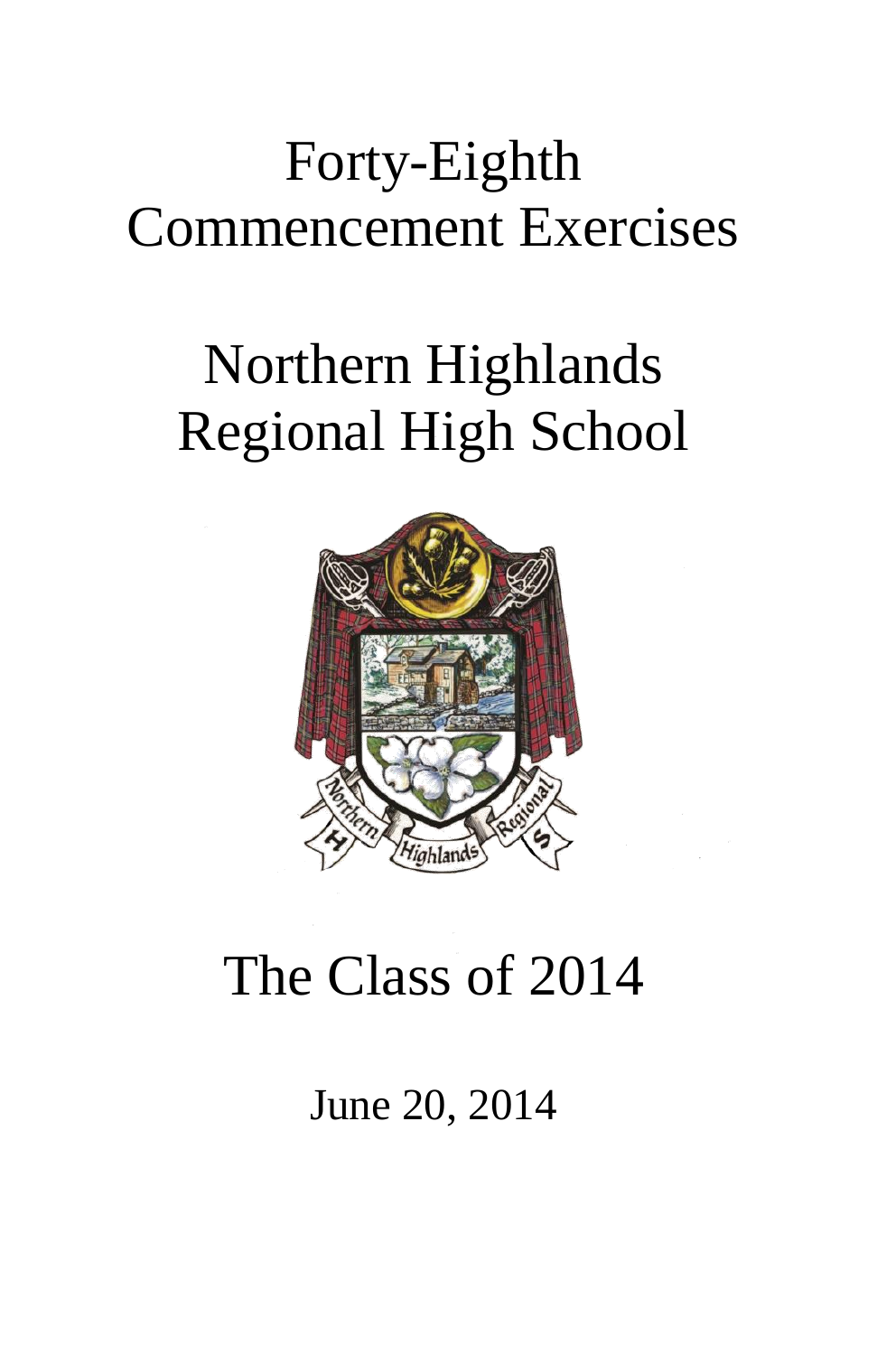# Forty-Eighth Commencement Exercises

# Northern Highlands Regional High School

## The Class of 2014

June 20, 2014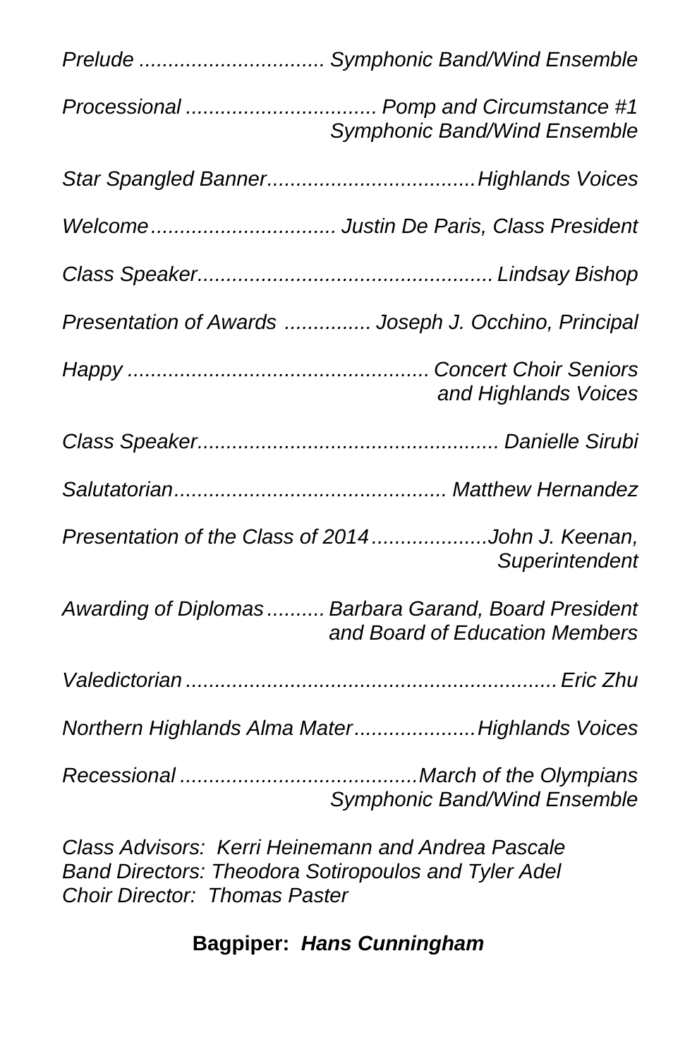*Prelude ................................ Symphonic Band/Wind Ensemble*

*Processional ................................. Pomp and Circumstance #1*
*Symphonic Band/Wind Ensemble*

*Star Spangled Banner....................................Highlands Voices*

*Welcome................................ Justin De Paris, Class President*

*Class Speaker.................................................... Lindsay Bishop*

*Presentation of Awards ............... Joseph J. Occhino, Principal*

*Happy .................................................... Concert Choir Seniors*
*and Highlands Voices*

*Class Speaker.................................................... Danielle Sirubi*

*Salutatorian............................................... Matthew Hernandez*

*Presentation of the Class of 2014....................John J. Keenan,*
*Superintendent*

*Awarding of Diplomas.......... Barbara Garand, Board President*
*and Board of Education Members*

*Valedictorian ................................................................Eric Zhu*

*Northern Highlands Alma Mater.....................Highlands Voices*

*Recessional .........................................March of the Olympians*
*Symphonic Band/Wind Ensemble*

*Class Advisors: Kerri Heinemann and Andrea Pascale*
*Band Directors: Theodora Sotiropoulos and Tyler Adel*
*Choir Director: Thomas Paster*

**Bagpiper: *Hans Cunningham***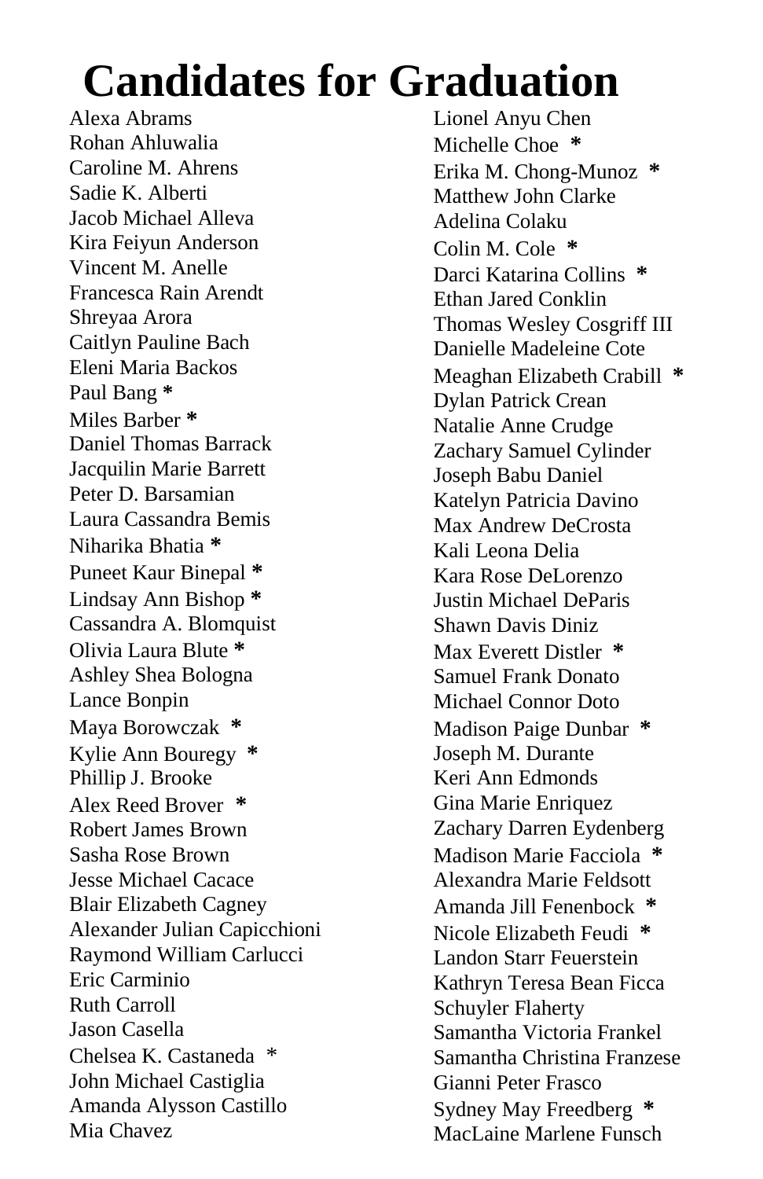# Candidates for Graduation

Alexa Abrams
Rohan Ahluwalia
Caroline M. Ahrens
Sadie K. Alberti
Jacob Michael Alleva
Kira Feiyun Anderson
Vincent M. Anelle
Francesca Rain Arendt
Shreyaa Arora
Caitlyn Pauline Bach
Eleni Maria Backos
Paul Bang *
Miles Barber *
Daniel Thomas Barrack
Jacquilin Marie Barrett
Peter D. Barsamian
Laura Cassandra Bemis
Niharika Bhatia *
Puneet Kaur Binepal *
Lindsay Ann Bishop *
Cassandra A. Blomquist
Olivia Laura Blute *
Ashley Shea Bologna
Lance Bonpin
Maya Borowczak *
Kylie Ann Bouregy *
Phillip J. Brooke
Alex Reed Brover *
Robert James Brown
Sasha Rose Brown
Jesse Michael Cacace
Blair Elizabeth Cagney
Alexander Julian Capicchioni
Raymond William Carlucci
Eric Carminio
Ruth Carroll
Jason Casella
Chelsea K. Castaneda *
John Michael Castiglia
Amanda Alysson Castillo
Mia Chavez
Lionel Anyu Chen
Michelle Choe *
Erika M. Chong-Munoz *
Matthew John Clarke
Adelina Colaku
Colin M. Cole *
Darci Katarina Collins *
Ethan Jared Conklin
Thomas Wesley Cosgriff III
Danielle Madeleine Cote
Meaghan Elizabeth Crabill *
Dylan Patrick Crean
Natalie Anne Crudge
Zachary Samuel Cylinder
Joseph Babu Daniel
Katelyn Patricia Davino
Max Andrew DeCrosta
Kali Leona Delia
Kara Rose DeLorenzo
Justin Michael DeParis
Shawn Davis Diniz
Max Everett Distler *
Samuel Frank Donato
Michael Connor Doto
Madison Paige Dunbar *
Joseph M. Durante
Keri Ann Edmonds
Gina Marie Enriquez
Zachary Darren Eydenberg
Madison Marie Facciola *
Alexandra Marie Feldsott
Amanda Jill Fenenbock *
Nicole Elizabeth Feudi *
Landon Starr Feuerstein
Kathryn Teresa Bean Ficca
Schuyler Flaherty
Samantha Victoria Frankel
Samantha Christina Franzese
Gianni Peter Frasco
Sydney May Freedberg *
MacLaine Marlene Funsch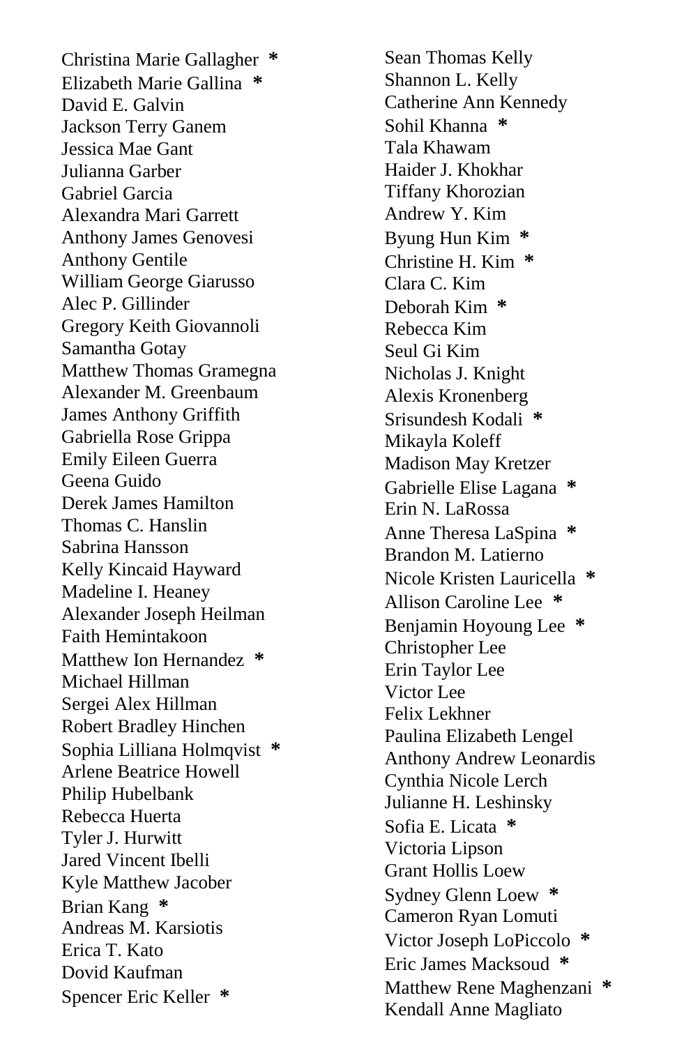Christina Marie Gallagher *
Elizabeth Marie Gallina *
David E. Galvin
Jackson Terry Ganem
Jessica Mae Gant
Julianna Garber
Gabriel Garcia
Alexandra Mari Garrett
Anthony James Genovesi
Anthony Gentile
William George Giarusso
Alec P. Gillinder
Gregory Keith Giovannoli
Samantha Gotay
Matthew Thomas Gramegna
Alexander M. Greenbaum
James Anthony Griffith
Gabriella Rose Grippa
Emily Eileen Guerra
Geena Guido
Derek James Hamilton
Thomas C. Hanslin
Sabrina Hansson
Kelly Kincaid Hayward
Madeline I. Heaney
Alexander Joseph Heilman
Faith Hemintakoon
Matthew Ion Hernandez *
Michael Hillman
Sergei Alex Hillman
Robert Bradley Hinchen
Sophia Lilliana Holmqvist *
Arlene Beatrice Howell
Philip Hubelbank
Rebecca Huerta
Tyler J. Hurwitt
Jared Vincent Ibelli
Kyle Matthew Jacober
Brian Kang *
Andreas M. Karsiotis
Erica T. Kato
Dovid Kaufman
Spencer Eric Keller *
Sean Thomas Kelly
Shannon L. Kelly
Catherine Ann Kennedy
Sohil Khanna *
Tala Khawam
Haider J. Khokhar
Tiffany Khorozian
Andrew Y. Kim
Byung Hun Kim *
Christine H. Kim *
Clara C. Kim
Deborah Kim *
Rebecca Kim
Seul Gi Kim
Nicholas J. Knight
Alexis Kronenberg
Srisundesh Kodali *
Mikayla Koleff
Madison May Kretzer
Gabrielle Elise Lagana *
Erin N. LaRossa
Anne Theresa LaSpina *
Brandon M. Latierno
Nicole Kristen Lauricella *
Allison Caroline Lee *
Benjamin Hoyoung Lee *
Christopher Lee
Erin Taylor Lee
Victor Lee
Felix Lekhner
Paulina Elizabeth Lengel
Anthony Andrew Leonardis
Cynthia Nicole Lerch
Julianne H. Leshinsky
Sofia E. Licata *
Victoria Lipson
Grant Hollis Loew
Sydney Glenn Loew *
Cameron Ryan Lomuti
Victor Joseph LoPiccolo *
Eric James Macksoud *
Matthew Rene Maghenzani *
Kendall Anne Magliato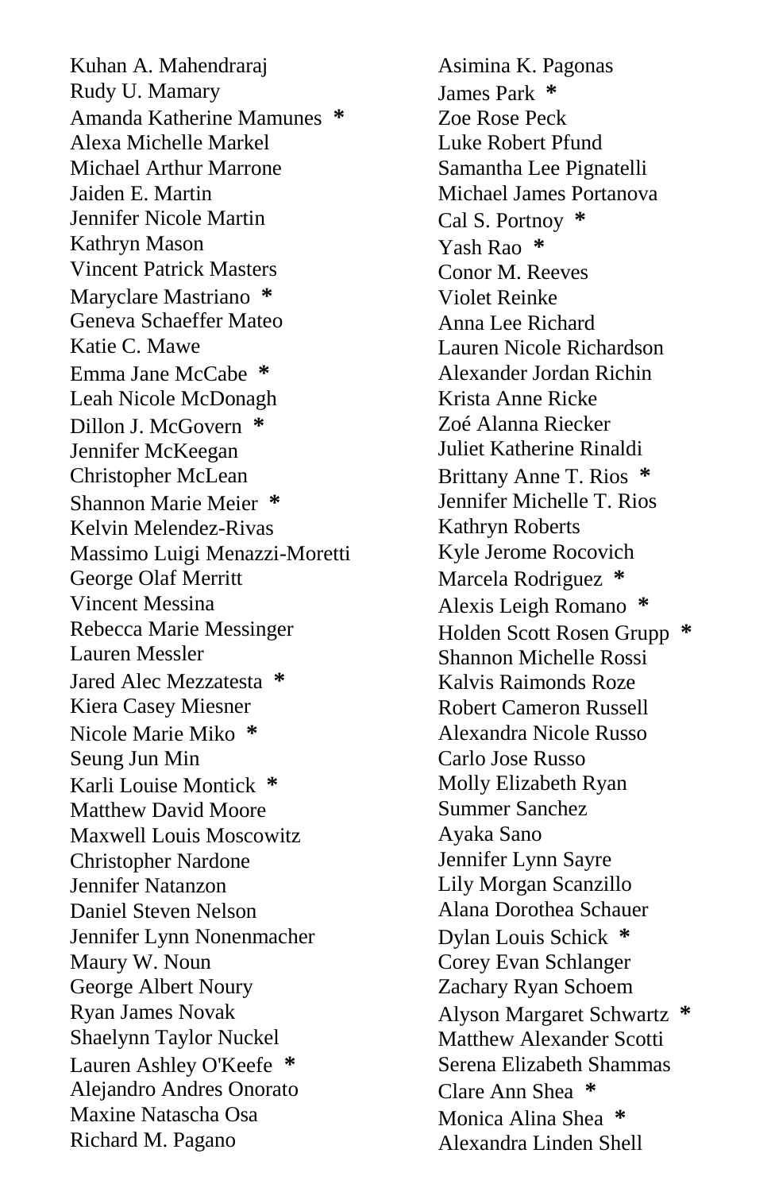Kuhan A. Mahendraraj
Rudy U. Mamary
Amanda Katherine Mamunes *
Alexa Michelle Markel
Michael Arthur Marrone
Jaiden E. Martin
Jennifer Nicole Martin
Kathryn Mason
Vincent Patrick Masters
Maryclare Mastriano *
Geneva Schaeffer Mateo
Katie C. Mawe
Emma Jane McCabe *
Leah Nicole McDonagh
Dillon J. McGovern *
Jennifer McKeegan
Christopher McLean
Shannon Marie Meier *
Kelvin Melendez-Rivas
Massimo Luigi Menazzi-Moretti
George Olaf Merritt
Vincent Messina
Rebecca Marie Messinger
Lauren Messler
Jared Alec Mezzatesta *
Kiera Casey Miesner
Nicole Marie Miko *
Seung Jun Min
Karli Louise Montick *
Matthew David Moore
Maxwell Louis Moscowitz
Christopher Nardone
Jennifer Natanzon
Daniel Steven Nelson
Jennifer Lynn Nonenmacher
Maury W. Noun
George Albert Noury
Ryan James Novak
Shaelynn Taylor Nuckel
Lauren Ashley O'Keefe *
Alejandro Andres Onorato
Maxine Natascha Osa
Richard M. Pagano
Asimina K. Pagonas
James Park *
Zoe Rose Peck
Luke Robert Pfund
Samantha Lee Pignatelli
Michael James Portanova
Cal S. Portnoy *
Yash Rao *
Conor M. Reeves
Violet Reinke
Anna Lee Richard
Lauren Nicole Richardson
Alexander Jordan Richin
Krista Anne Ricke
Zoé Alanna Riecker
Juliet Katherine Rinaldi
Brittany Anne T. Rios *
Jennifer Michelle T. Rios
Kathryn Roberts
Kyle Jerome Rocovich
Marcela Rodriguez *
Alexis Leigh Romano *
Holden Scott Rosen Grupp *
Shannon Michelle Rossi
Kalvis Raimonds Roze
Robert Cameron Russell
Alexandra Nicole Russo
Carlo Jose Russo
Molly Elizabeth Ryan
Summer Sanchez
Ayaka Sano
Jennifer Lynn Sayre
Lily Morgan Scanzillo
Alana Dorothea Schauer
Dylan Louis Schick *
Corey Evan Schlanger
Zachary Ryan Schoem
Alyson Margaret Schwartz *
Matthew Alexander Scotti
Serena Elizabeth Shammas
Clare Ann Shea *
Monica Alina Shea *
Alexandra Linden Shell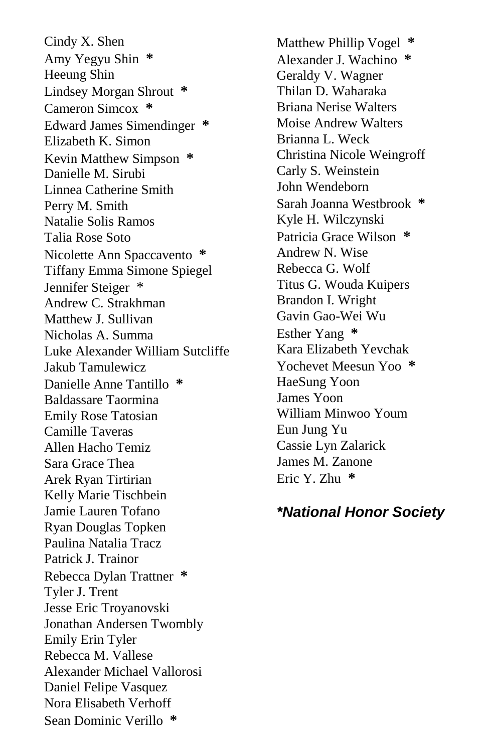Cindy X. Shen
Amy Yegyu Shin *
Heeung Shin
Lindsey Morgan Shrout *
Cameron Simcox *
Edward James Simendinger *
Elizabeth K. Simon
Kevin Matthew Simpson *
Danielle M. Sirubi
Linnea Catherine Smith
Perry M. Smith
Natalie Solis Ramos
Talia Rose Soto
Nicolette Ann Spaccavento *
Tiffany Emma Simone Spiegel
Jennifer Steiger *
Andrew C. Strakhman
Matthew J. Sullivan
Nicholas A. Summa
Luke Alexander William Sutcliffe
Jakub Tamulewicz
Danielle Anne Tantillo *
Baldassare Taormina
Emily Rose Tatosian
Camille Taveras
Allen Hacho Temiz
Sara Grace Thea
Arek Ryan Tirtirian
Kelly Marie Tischbein
Jamie Lauren Tofano
Ryan Douglas Topken
Paulina Natalia Tracz
Patrick J. Trainor
Rebecca Dylan Trattner *
Tyler J. Trent
Jesse Eric Troyanovski
Jonathan Andersen Twombly
Emily Erin Tyler
Rebecca M. Vallese
Alexander Michael Vallorosi
Daniel Felipe Vasquez
Nora Elisabeth Verhoff
Sean Dominic Verillo *
Matthew Phillip Vogel *
Alexander J. Wachino *
Geraldy V. Wagner
Thilan D. Waharaka
Briana Nerise Walters
Moise Andrew Walters
Brianna L. Weck
Christina Nicole Weingroff
Carly S. Weinstein
John Wendeborn
Sarah Joanna Westbrook *
Kyle H. Wilczynski
Patricia Grace Wilson *
Andrew N. Wise
Rebecca G. Wolf
Titus G. Wouda Kuipers
Brandon I. Wright
Gavin Gao-Wei Wu
Esther Yang *
Kara Elizabeth Yevchak
Yochevet Meesun Yoo *
HaeSung Yoon
James Yoon
William Minwoo Youm
Eun Jung Yu
Cassie Lyn Zalarick
James M. Zanone
Eric Y. Zhu *

***National Honor Society***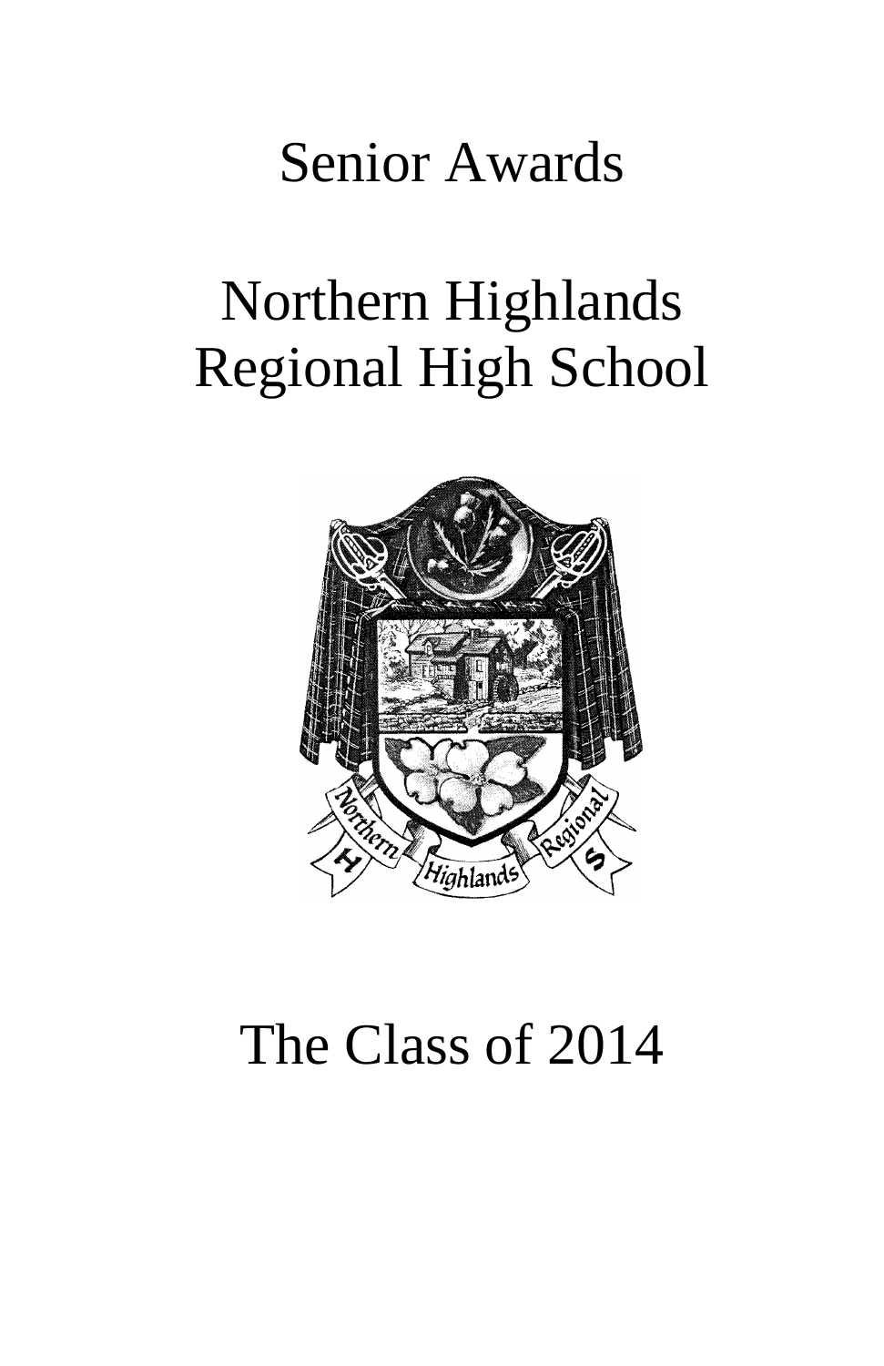# Senior Awards

# Northern Highlands Regional High School

# The Class of 2014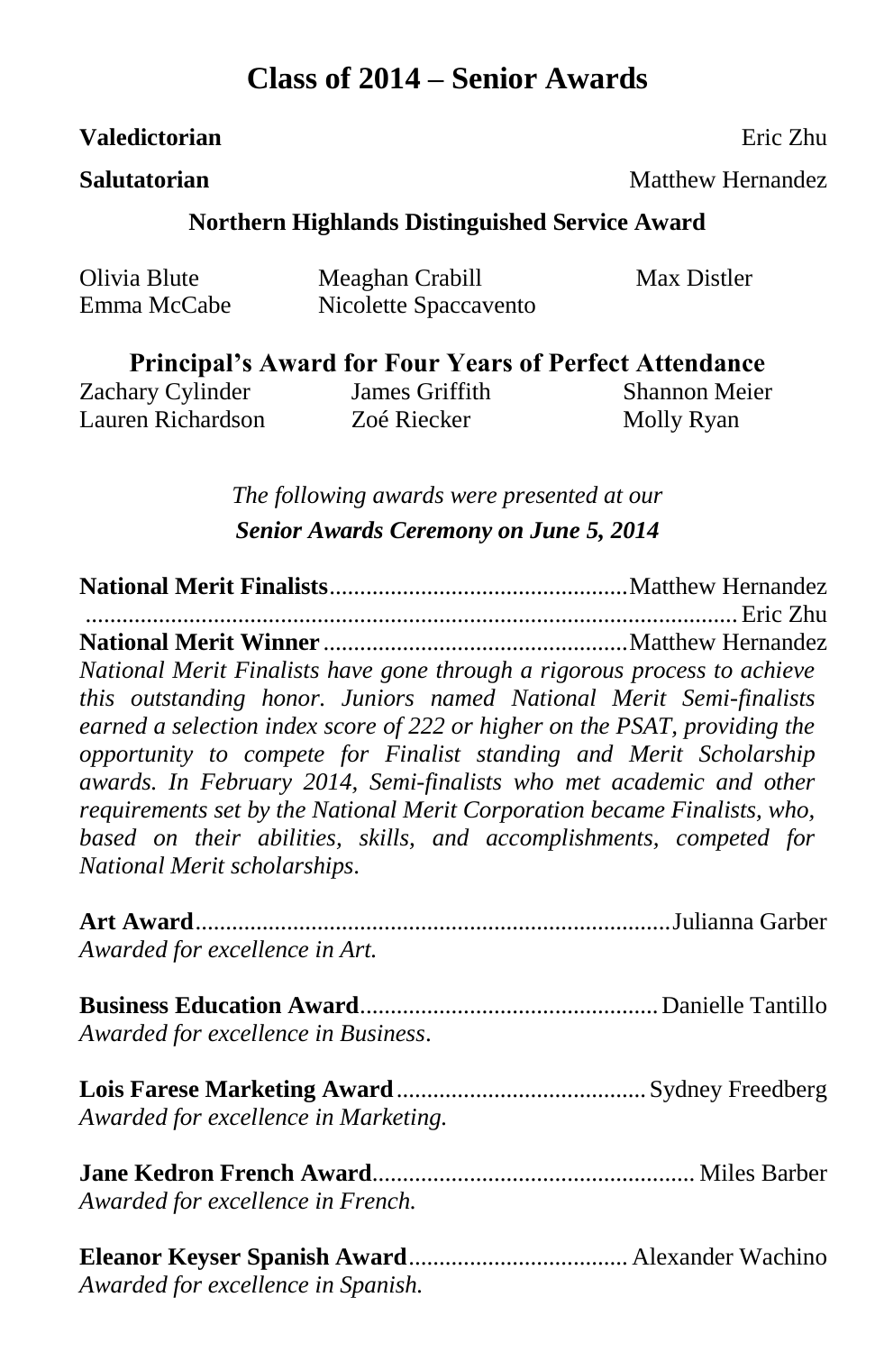# Class of 2014 – Senior Awards

**Valedictorian** Eric Zhu

**Salutatorian** Matthew Hernandez

### Northern Highlands Distinguished Service Award

Olivia Blute, Meaghan Crabill, Max Distler, Emma McCabe, Nicolette Spaccavento

### Principal's Award for Four Years of Perfect Attendance

Zachary Cylinder, James Griffith, Shannon Meier, Lauren Richardson, Zoé Riecker, Molly Ryan

*The following awards were presented at our*
***Senior Awards Ceremony on June 5, 2014***

**National Merit Finalists**................................................Matthew Hernandez
..........................................................................................Eric Zhu
**National Merit Winner**.................................................Matthew Hernandez
*National Merit Finalists have gone through a rigorous process to achieve this outstanding honor. Juniors named National Merit Semi-finalists earned a selection index score of 222 or higher on the PSAT, providing the opportunity to compete for Finalist standing and Merit Scholarship awards. In February 2014, Semi-finalists who met academic and other requirements set by the National Merit Corporation became Finalists, who, based on their abilities, skills, and accomplishments, competed for National Merit scholarships.*

**Art Award**.............................................................................Julianna Garber
*Awarded for excellence in Art.*

**Business Education Award**................................................Danielle Tantillo
*Awarded for excellence in Business.*

**Lois Farese Marketing Award**.........................................Sydney Freedberg
*Awarded for excellence in Marketing.*

**Jane Kedron French Award**....................................................Miles Barber
*Awarded for excellence in French.*

**Eleanor Keyser Spanish Award**...................................Alexander Wachino
*Awarded for excellence in Spanish.*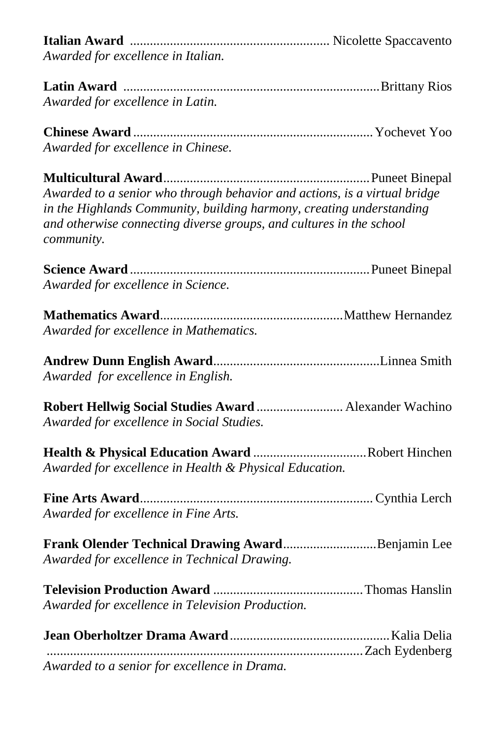**Italian Award** ........................................................... Nicolette Spaccavento
*Awarded for excellence in Italian.*

**Latin Award** ............................................................................Brittany Rios
*Awarded for excellence in Latin.*

**Chinese Award** ........................................................................Yochevet Yoo
*Awarded for excellence in Chinese.*

**Multicultural Award**..............................................................Puneet Binepal
*Awarded to a senior who through behavior and actions, is a virtual bridge in the Highlands Community, building harmony, creating understanding and otherwise connecting diverse groups, and cultures in the school community.*

**Science Award** ........................................................................Puneet Binepal
*Awarded for excellence in Science.*

**Mathematics Award**.......................................................Matthew Hernandez
*Awarded for excellence in Mathematics.*

**Andrew Dunn English Award**..................................................Linnea Smith
*Awarded for excellence in English.*

**Robert Hellwig Social Studies Award** .......................... Alexander Wachino
*Awarded for excellence in Social Studies.*

**Health & Physical Education Award** ..................................Robert Hinchen
*Awarded for excellence in Health & Physical Education.*

**Fine Arts Award**...................................................................... Cynthia Lerch
*Awarded for excellence in Fine Arts.*

**Frank Olender Technical Drawing Award**............................Benjamin Lee
*Awarded for excellence in Technical Drawing.*

**Television Production Award** .............................................Thomas Hanslin
*Awarded for excellence in Television Production.*

**Jean Oberholtzer Drama Award**................................................Kalia Delia
..............................................................................................Zach Eydenberg
*Awarded to a senior for excellence in Drama.*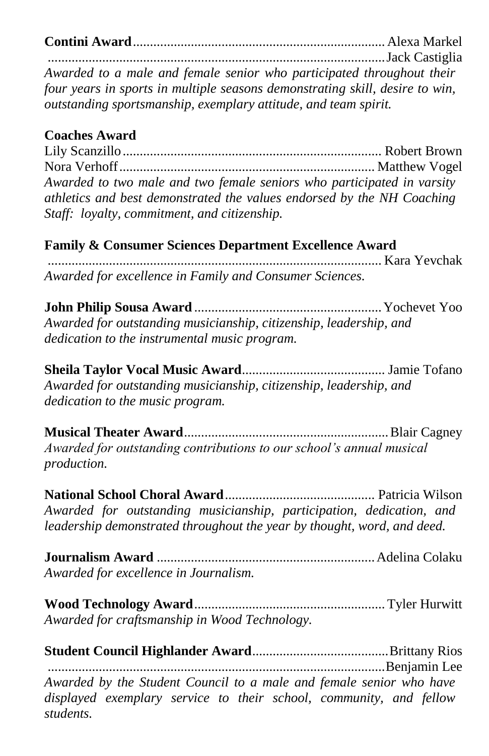**Contini Award**.......................................................................... Alexa Markel
..................................................................................................Jack Castiglia
*Awarded to a male and female senior who participated throughout their four years in sports in multiple seasons demonstrating skill, desire to win, outstanding sportsmanship, exemplary attitude, and team spirit.*

**Coaches Award**
Lily Scanzillo........................................................................... Robert Brown
Nora Verhoff.......................................................................... Matthew Vogel
*Awarded to two male and two female seniors who participated in varsity athletics and best demonstrated the values endorsed by the NH Coaching Staff: loyalty, commitment, and citizenship.*

**Family & Consumer Sciences Department Excellence Award**
.................................................................................................. Kara Yevchak
*Awarded for excellence in Family and Consumer Sciences.*

**John Philip Sousa Award**....................................................... Yochevet Yoo
*Awarded for outstanding musicianship, citizenship, leadership, and dedication to the instrumental music program.*

**Sheila Taylor Vocal Music Award**.......................................... Jamie Tofano
*Awarded for outstanding musicianship, citizenship, leadership, and dedication to the music program.*

**Musical Theater Award**........................................................... Blair Cagney
*Awarded for outstanding contributions to our school's annual musical production.*

**National School Choral Award**............................................ Patricia Wilson
*Awarded for outstanding musicianship, participation, dedication, and leadership demonstrated throughout the year by thought, word, and deed.*

**Journalism Award** ............................................................... Adelina Colaku
*Awarded for excellence in Journalism.*

**Wood Technology Award**........................................................ Tyler Hurwitt
*Awarded for craftsmanship in Wood Technology.*

**Student Council Highlander Award**........................................ Brittany Rios
..................................................................................................Benjamin Lee
*Awarded by the Student Council to a male and female senior who have displayed exemplary service to their school, community, and fellow students.*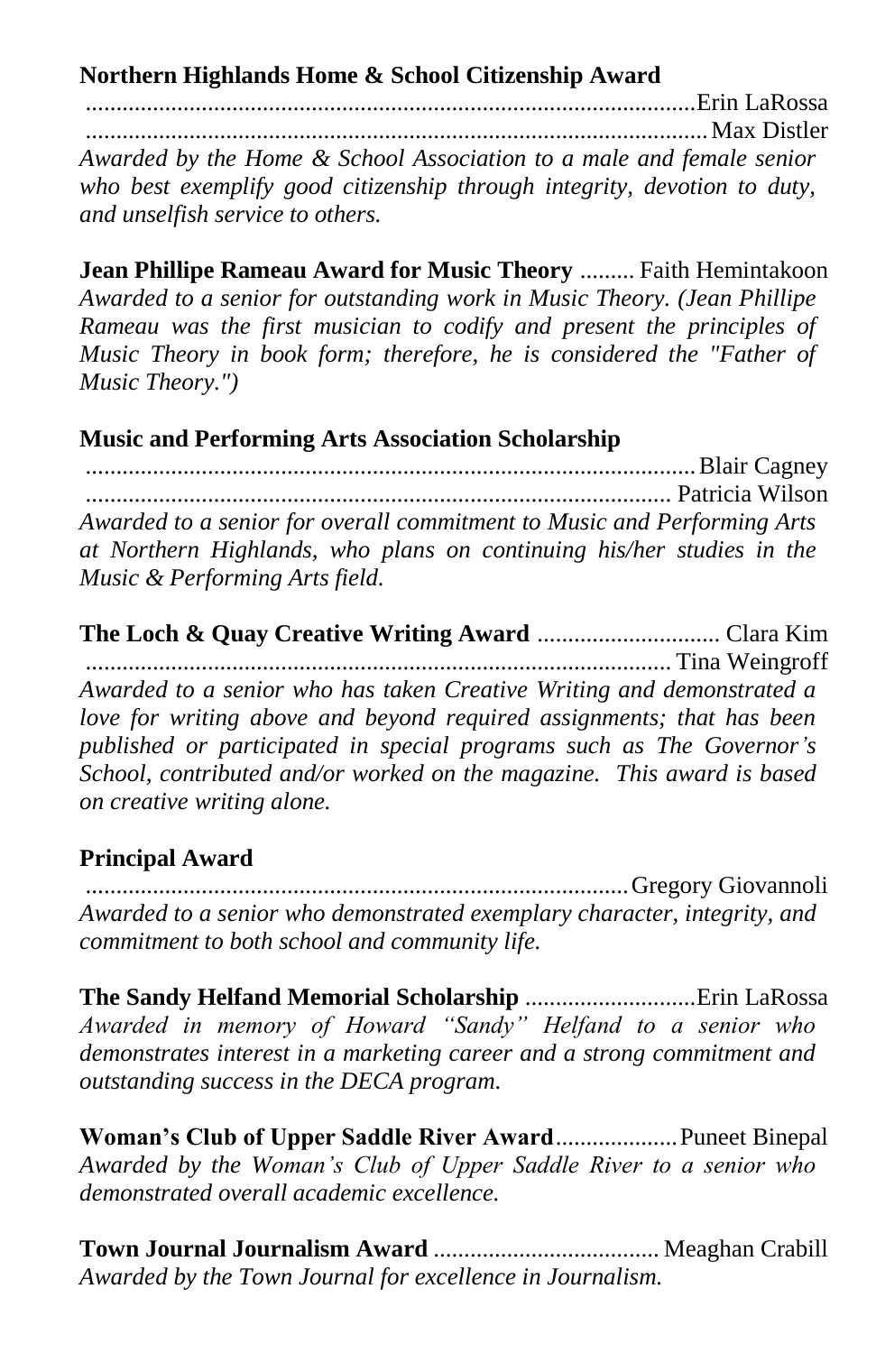**Northern Highlands Home & School Citizenship Award**

Erin LaRossa

Max Distler

*Awarded by the Home & School Association to a male and female senior who best exemplify good citizenship through integrity, devotion to duty, and unselfish service to others.*

**Jean Phillipe Rameau Award for Music Theory** ......... Faith Hemintakoon

*Awarded to a senior for outstanding work in Music Theory. (Jean Phillipe Rameau was the first musician to codify and present the principles of Music Theory in book form; therefore, he is considered the "Father of Music Theory.")*

**Music and Performing Arts Association Scholarship**

Blair Cagney

Patricia Wilson

*Awarded to a senior for overall commitment to Music and Performing Arts at Northern Highlands, who plans on continuing his/her studies in the Music & Performing Arts field.*

**The Loch & Quay Creative Writing Award** .............................. Clara Kim

Tina Weingroff

*Awarded to a senior who has taken Creative Writing and demonstrated a love for writing above and beyond required assignments; that has been published or participated in special programs such as The Governor's School, contributed and/or worked on the magazine. This award is based on creative writing alone.*

**Principal Award**

Gregory Giovannoli

*Awarded to a senior who demonstrated exemplary character, integrity, and commitment to both school and community life.*

**The Sandy Helfand Memorial Scholarship** ............................Erin LaRossa

*Awarded in memory of Howard "Sandy" Helfand to a senior who demonstrates interest in a marketing career and a strong commitment and outstanding success in the DECA program.*

**Woman's Club of Upper Saddle River Award**....................Puneet Binepal

*Awarded by the Woman's Club of Upper Saddle River to a senior who demonstrated overall academic excellence.*

**Town Journal Journalism Award** ..................................... Meaghan Crabill

*Awarded by the Town Journal for excellence in Journalism.*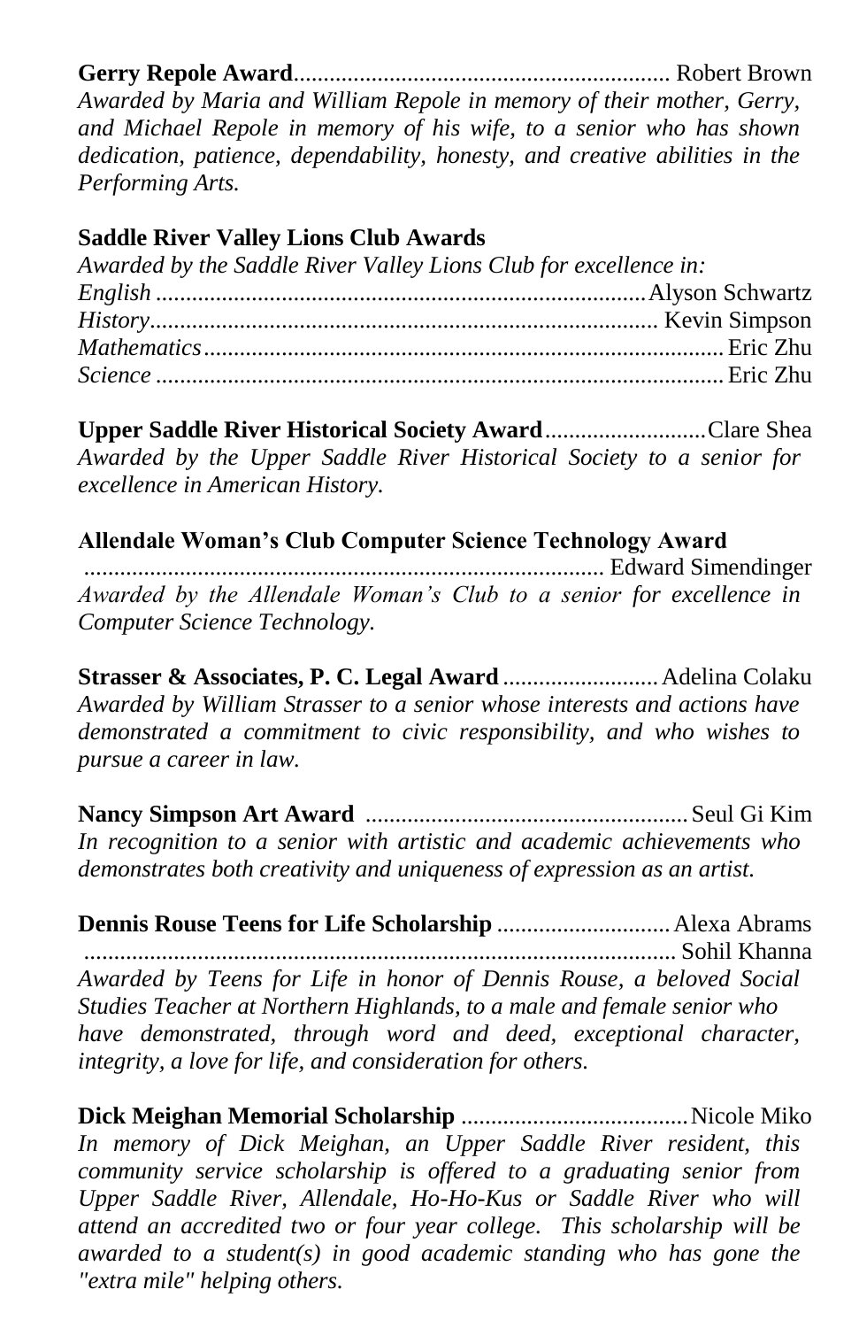**Gerry Repole Award**.............................................................. Robert Brown
*Awarded by Maria and William Repole in memory of their mother, Gerry, and Michael Repole in memory of his wife, to a senior who has shown dedication, patience, dependability, honesty, and creative abilities in the Performing Arts.*

**Saddle River Valley Lions Club Awards**
*Awarded by the Saddle River Valley Lions Club for excellence in:*
*English* ................................................................................ Alyson Schwartz
*History*................................................................................... Kevin Simpson
*Mathematics*........................................................................................ Eric Zhu
*Science* ................................................................................................ Eric Zhu

**Upper Saddle River Historical Society Award**...........................Clare Shea
*Awarded by the Upper Saddle River Historical Society to a senior for excellence in American History.*

**Allendale Woman's Club Computer Science Technology Award**
...................................................................................... Edward Simendinger
*Awarded by the Allendale Woman's Club to a senior for excellence in Computer Science Technology.*

**Strasser & Associates, P. C. Legal Award** .......................... Adelina Colaku
*Awarded by William Strasser to a senior whose interests and actions have demonstrated a commitment to civic responsibility, and who wishes to pursue a career in law.*

**Nancy Simpson Art Award** ...................................................... Seul Gi Kim
*In recognition to a senior with artistic and academic achievements who demonstrates both creativity and uniqueness of expression as an artist.*

**Dennis Rouse Teens for Life Scholarship** ............................. Alexa Abrams
.................................................................................................. Sohil Khanna
*Awarded by Teens for Life in honor of Dennis Rouse, a beloved Social Studies Teacher at Northern Highlands, to a male and female senior who have demonstrated, through word and deed, exceptional character, integrity, a love for life, and consideration for others.*

**Dick Meighan Memorial Scholarship** ...................................... Nicole Miko
*In memory of Dick Meighan, an Upper Saddle River resident, this community service scholarship is offered to a graduating senior from Upper Saddle River, Allendale, Ho-Ho-Kus or Saddle River who will attend an accredited two or four year college. This scholarship will be awarded to a student(s) in good academic standing who has gone the "extra mile" helping others.*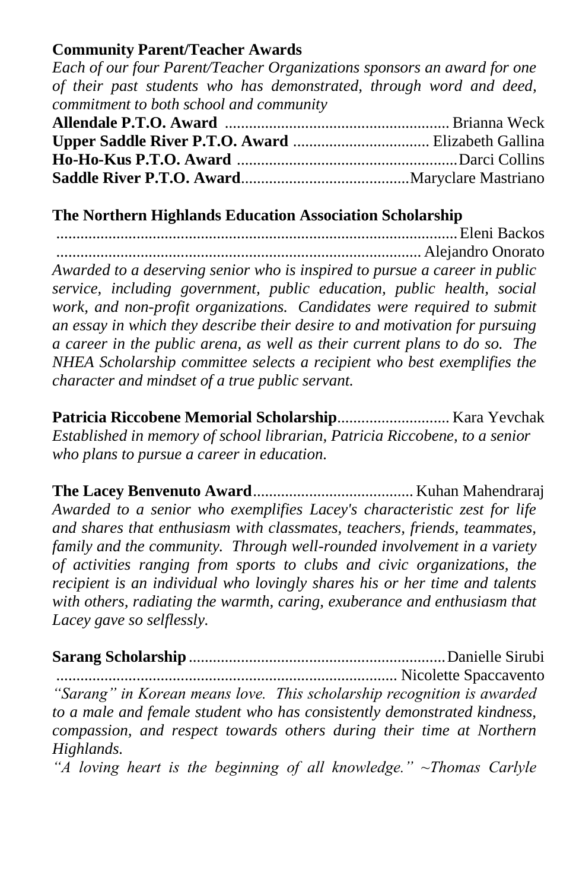**Community Parent/Teacher Awards**

*Each of our four Parent/Teacher Organizations sponsors an award for one of their past students who has demonstrated, through word and deed, commitment to both school and community*

**Allendale P.T.O. Award** ........................................................ Brianna Weck
**Upper Saddle River P.T.O. Award** .................................. Elizabeth Gallina
**Ho-Ho-Kus P.T.O. Award** .......................................................Darci Collins
**Saddle River P.T.O. Award**.........................................Maryclare Mastriano

**The Northern Highlands Education Association Scholarship**

.................................................................................................. Eleni Backos
........................................................................................ Alejandro Onorato

*Awarded to a deserving senior who is inspired to pursue a career in public service, including government, public education, public health, social work, and non-profit organizations. Candidates were required to submit an essay in which they describe their desire to and motivation for pursuing a career in the public arena, as well as their current plans to do so. The NHEA Scholarship committee selects a recipient who best exemplifies the character and mindset of a true public servant.*

**Patricia Riccobene Memorial Scholarship**............................ Kara Yevchak

*Established in memory of school librarian, Patricia Riccobene, to a senior who plans to pursue a career in education.*

**The Lacey Benvenuto Award**........................................ Kuhan Mahendraraj

*Awarded to a senior who exemplifies Lacey's characteristic zest for life and shares that enthusiasm with classmates, teachers, friends, teammates, family and the community. Through well-rounded involvement in a variety of activities ranging from sports to clubs and civic organizations, the recipient is an individual who lovingly shares his or her time and talents with others, radiating the warmth, caring, exuberance and enthusiasm that Lacey gave so selflessly.*

**Sarang Scholarship** ................................................................ Danielle Sirubi
.................................................................................... Nicolette Spaccavento

*"Sarang" in Korean means love. This scholarship recognition is awarded to a male and female student who has consistently demonstrated kindness, compassion, and respect towards others during their time at Northern Highlands.*

*"A loving heart is the beginning of all knowledge." ~Thomas Carlyle*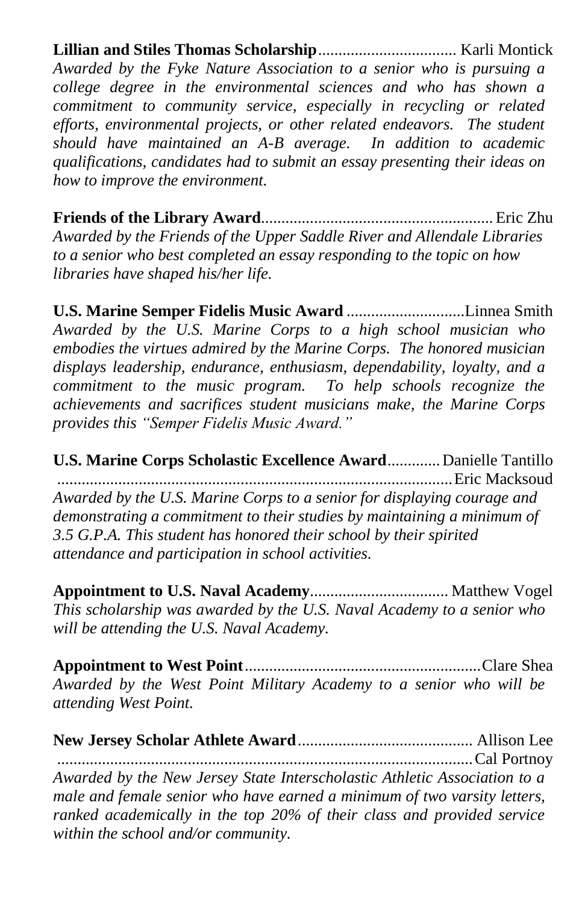**Lillian and Stiles Thomas Scholarship**.................................. Karli Montick

*Awarded by the Fyke Nature Association to a senior who is pursuing a college degree in the environmental sciences and who has shown a commitment to community service, especially in recycling or related efforts, environmental projects, or other related endeavors. The student should have maintained an A-B average. In addition to academic qualifications, candidates had to submit an essay presenting their ideas on how to improve the environment.*

**Friends of the Library Award**......................................................... Eric Zhu

*Awarded by the Friends of the Upper Saddle River and Allendale Libraries to a senior who best completed an essay responding to the topic on how libraries have shaped his/her life.*

**U.S. Marine Semper Fidelis Music Award** ............................Linnea Smith

*Awarded by the U.S. Marine Corps to a high school musician who embodies the virtues admired by the Marine Corps. The honored musician displays leadership, endurance, enthusiasm, dependability, loyalty, and a commitment to the music program. To help schools recognize the achievements and sacrifices student musicians make, the Marine Corps provides this "Semper Fidelis Music Award."*

**U.S. Marine Corps Scholastic Excellence Award**............. Danielle Tantillo

................................................................................................ Eric Macksoud

*Awarded by the U.S. Marine Corps to a senior for displaying courage and demonstrating a commitment to their studies by maintaining a minimum of 3.5 G.P.A. This student has honored their school by their spirited attendance and participation in school activities.*

**Appointment to U.S. Naval Academy**.................................. Matthew Vogel

*This scholarship was awarded by the U.S. Naval Academy to a senior who will be attending the U.S. Naval Academy.*

**Appointment to West Point**.........................................................Clare Shea

*Awarded by the West Point Military Academy to a senior who will be attending West Point.*

**New Jersey Scholar Athlete Award**........................................... Allison Lee

................................................................................................... Cal Portnoy

*Awarded by the New Jersey State Interscholastic Athletic Association to a male and female senior who have earned a minimum of two varsity letters, ranked academically in the top 20% of their class and provided service within the school and/or community.*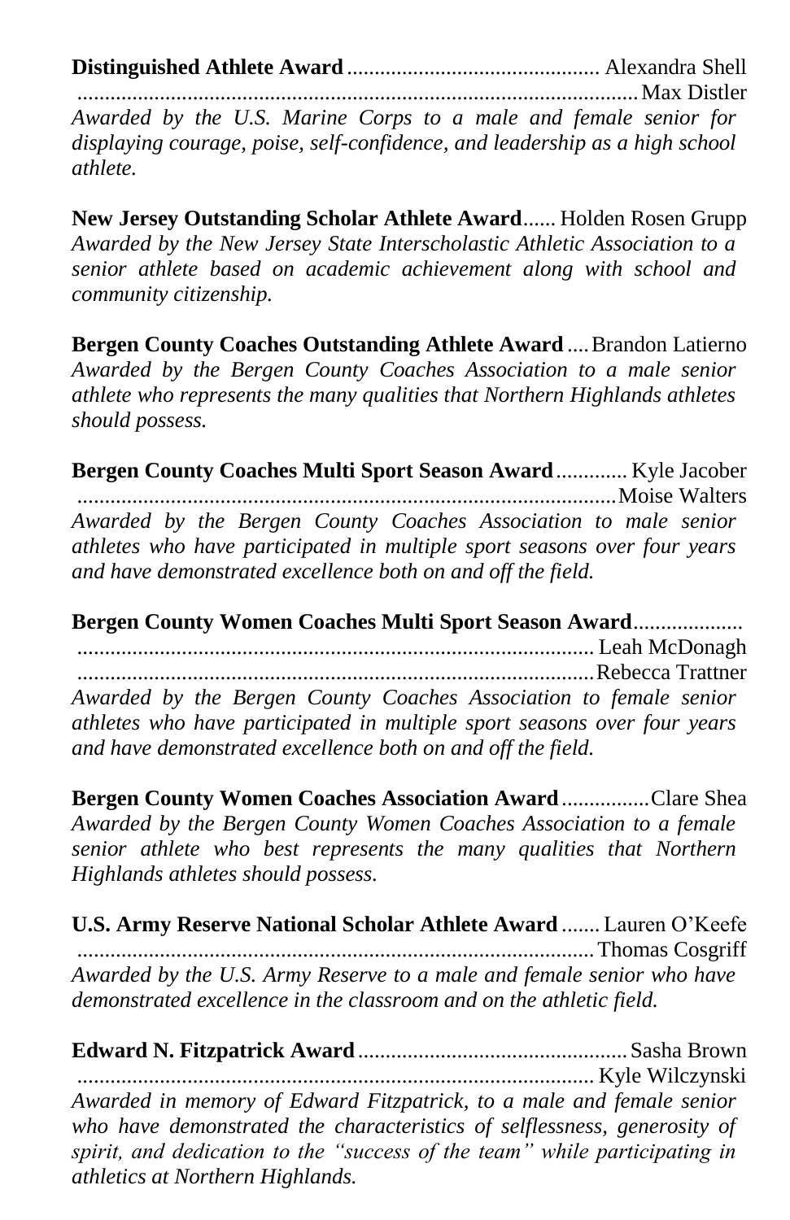**Distinguished Athlete Award** .............................................. Alexandra Shell
.................................................................................................... Max Distler
*Awarded by the U.S. Marine Corps to a male and female senior for displaying courage, poise, self-confidence, and leadership as a high school athlete.*

**New Jersey Outstanding Scholar Athlete Award**...... Holden Rosen Grupp
*Awarded by the New Jersey State Interscholastic Athletic Association to a senior athlete based on academic achievement along with school and community citizenship.*

**Bergen County Coaches Outstanding Athlete Award** .... Brandon Latierno
*Awarded by the Bergen County Coaches Association to a male senior athlete who represents the many qualities that Northern Highlands athletes should possess.*

**Bergen County Coaches Multi Sport Season Award** ............. Kyle Jacober
.................................................................................................Moise Walters
*Awarded by the Bergen County Coaches Association to male senior athletes who have participated in multiple sport seasons over four years and have demonstrated excellence both on and off the field.*

**Bergen County Women Coaches Multi Sport Season Award**....................
............................................................................................. Leah McDonagh
.............................................................................................Rebecca Trattner
*Awarded by the Bergen County Coaches Association to female senior athletes who have participated in multiple sport seasons over four years and have demonstrated excellence both on and off the field.*

**Bergen County Women Coaches Association Award** ................Clare Shea
*Awarded by the Bergen County Women Coaches Association to a female senior athlete who best represents the many qualities that Northern Highlands athletes should possess.*

**U.S. Army Reserve National Scholar Athlete Award** ....... Lauren O'Keefe
............................................................................................. Thomas Cosgriff
*Awarded by the U.S. Army Reserve to a male and female senior who have demonstrated excellence in the classroom and on the athletic field.*

**Edward N. Fitzpatrick Award** ................................................ Sasha Brown
............................................................................................. Kyle Wilczynski
*Awarded in memory of Edward Fitzpatrick, to a male and female senior who have demonstrated the characteristics of selflessness, generosity of spirit, and dedication to the "success of the team" while participating in athletics at Northern Highlands.*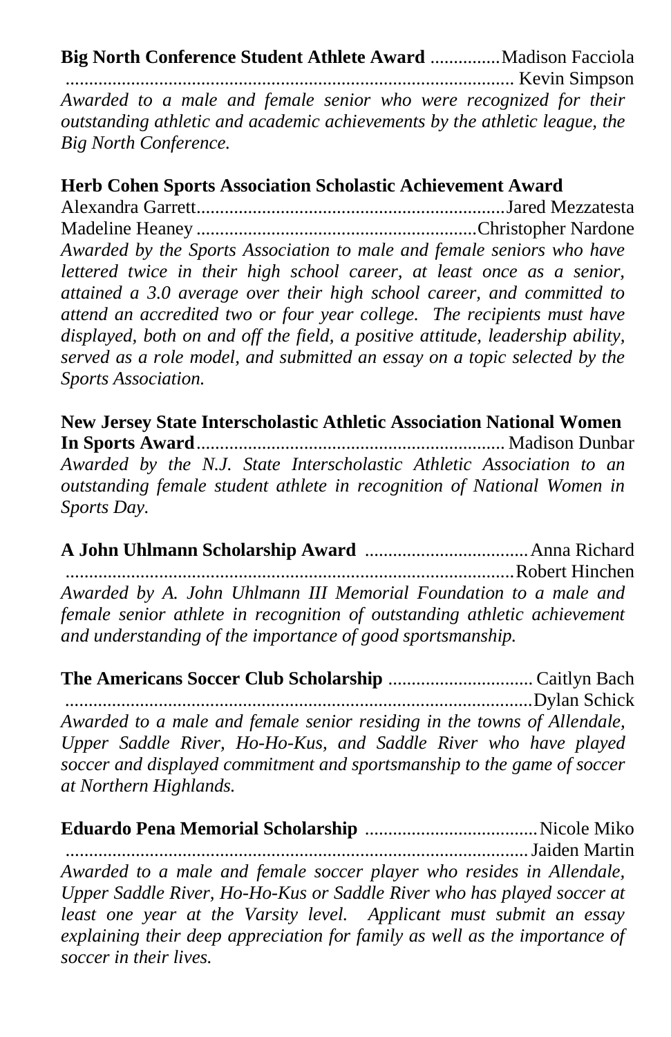**Big North Conference Student Athlete Award** ............... Madison Facciola
............................................................................................... Kevin Simpson

*Awarded to a male and female senior who were recognized for their outstanding athletic and academic achievements by the athletic league, the Big North Conference.*

**Herb Cohen Sports Association Scholastic Achievement Award**

Alexandra Garrett.................................................................. Jared Mezzatesta
Madeline Heaney ............................................................ Christopher Nardone

*Awarded by the Sports Association to male and female seniors who have lettered twice in their high school career, at least once as a senior, attained a 3.0 average over their high school career, and committed to attend an accredited two or four year college. The recipients must have displayed, both on and off the field, a positive attitude, leadership ability, served as a role model, and submitted an essay on a topic selected by the Sports Association.*

**New Jersey State Interscholastic Athletic Association National Women In Sports Award**.................................................................. Madison Dunbar

*Awarded by the N.J. State Interscholastic Athletic Association to an outstanding female student athlete in recognition of National Women in Sports Day.*

**A John Uhlmann Scholarship Award** ................................... Anna Richard
............................................................................................... Robert Hinchen

*Awarded by A. John Uhlmann III Memorial Foundation to a male and female senior athlete in recognition of outstanding athletic achievement and understanding of the importance of good sportsmanship.*

**The Americans Soccer Club Scholarship** ............................... Caitlyn Bach
............................................................................................... Dylan Schick

*Awarded to a male and female senior residing in the towns of Allendale, Upper Saddle River, Ho-Ho-Kus, and Saddle River who have played soccer and displayed commitment and sportsmanship to the game of soccer at Northern Highlands.*

**Eduardo Pena Memorial Scholarship** ..................................... Nicole Miko
............................................................................................... Jaiden Martin

*Awarded to a male and female soccer player who resides in Allendale, Upper Saddle River, Ho-Ho-Kus or Saddle River who has played soccer at least one year at the Varsity level. Applicant must submit an essay explaining their deep appreciation for family as well as the importance of soccer in their lives.*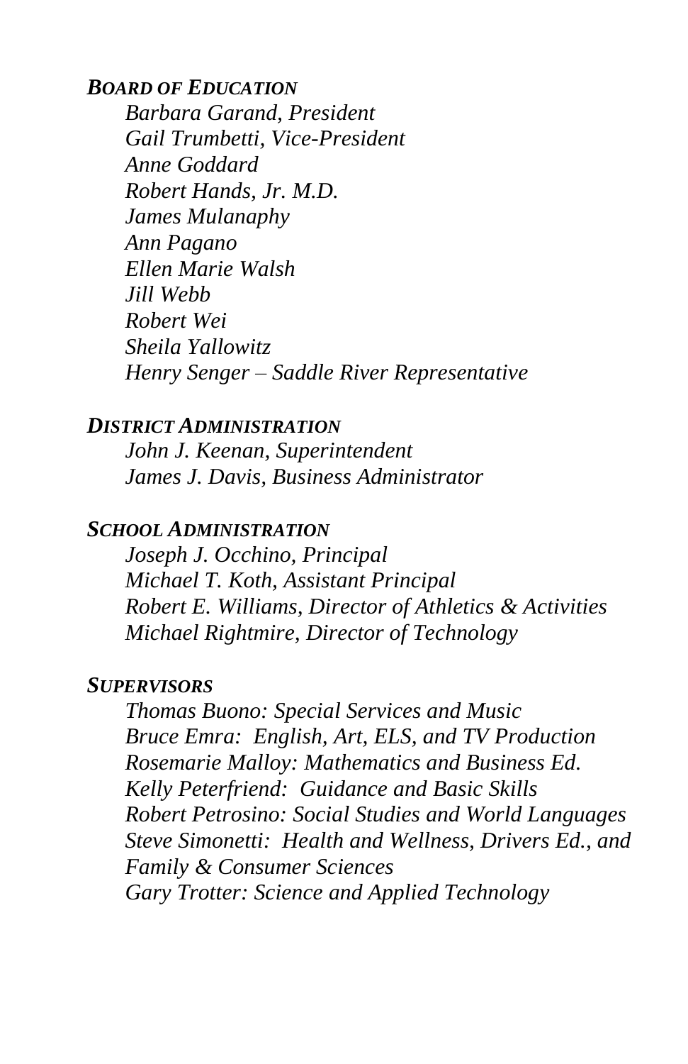***BOARD OF EDUCATION***

*Barbara Garand, President*
*Gail Trumbetti, Vice-President*
*Anne Goddard*
*Robert Hands, Jr. M.D.*
*James Mulanaphy*
*Ann Pagano*
*Ellen Marie Walsh*
*Jill Webb*
*Robert Wei*
*Sheila Yallowitz*
*Henry Senger – Saddle River Representative*

***DISTRICT ADMINISTRATION***

*John J. Keenan, Superintendent*
*James J. Davis, Business Administrator*

***SCHOOL ADMINISTRATION***

*Joseph J. Occhino, Principal*
*Michael T. Koth, Assistant Principal*
*Robert E. Williams, Director of Athletics & Activities*
*Michael Rightmire, Director of Technology*

***SUPERVISORS***

*Thomas Buono: Special Services and Music*
*Bruce Emra: English, Art, ELS, and TV Production*
*Rosemarie Malloy: Mathematics and Business Ed.*
*Kelly Peterfriend: Guidance and Basic Skills*
*Robert Petrosino: Social Studies and World Languages*
*Steve Simonetti: Health and Wellness, Drivers Ed., and Family & Consumer Sciences*
*Gary Trotter: Science and Applied Technology*